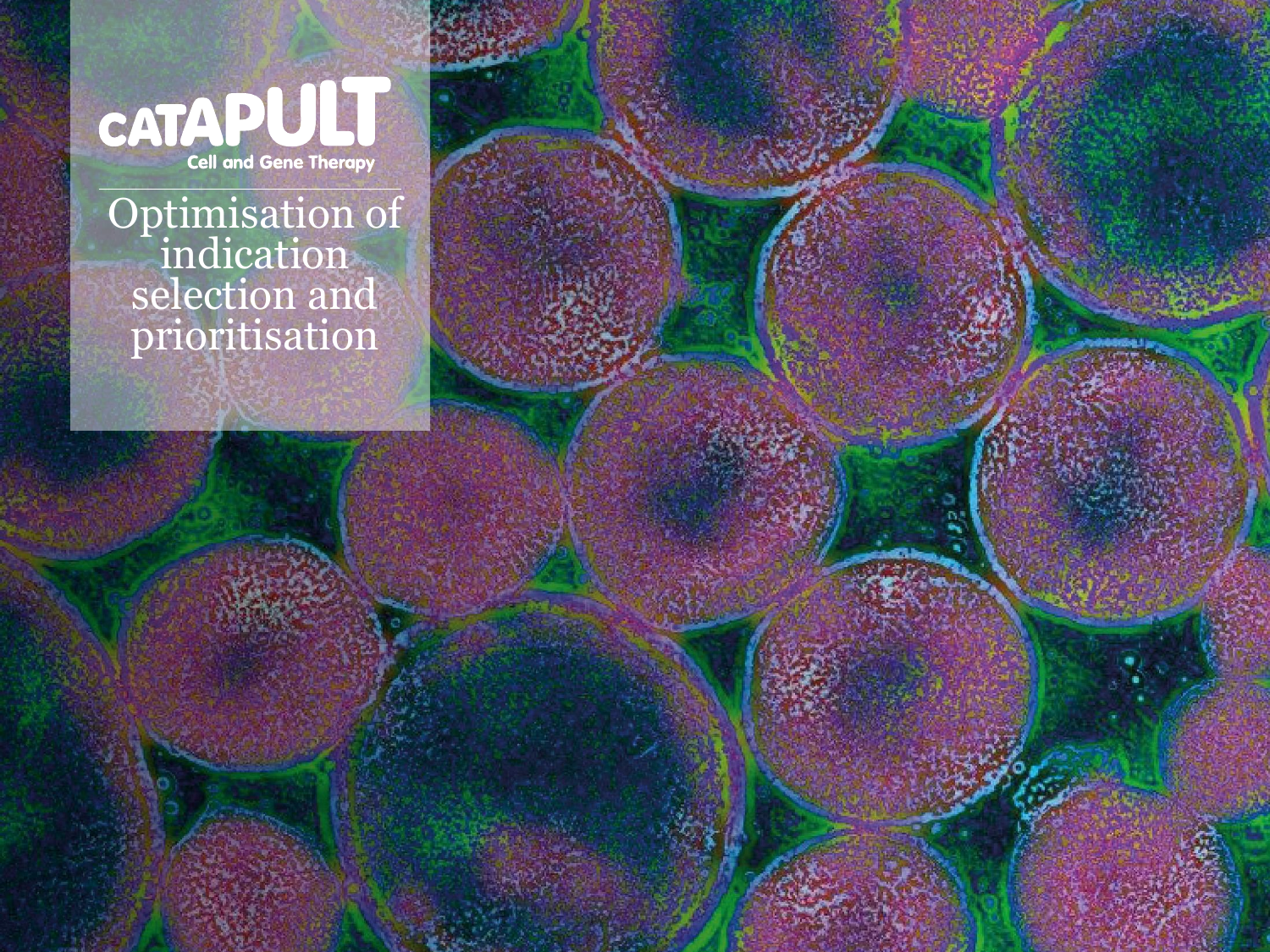CATAPULT

Cell and Gene Therapy

# Optimisation of indication selection and prioritisation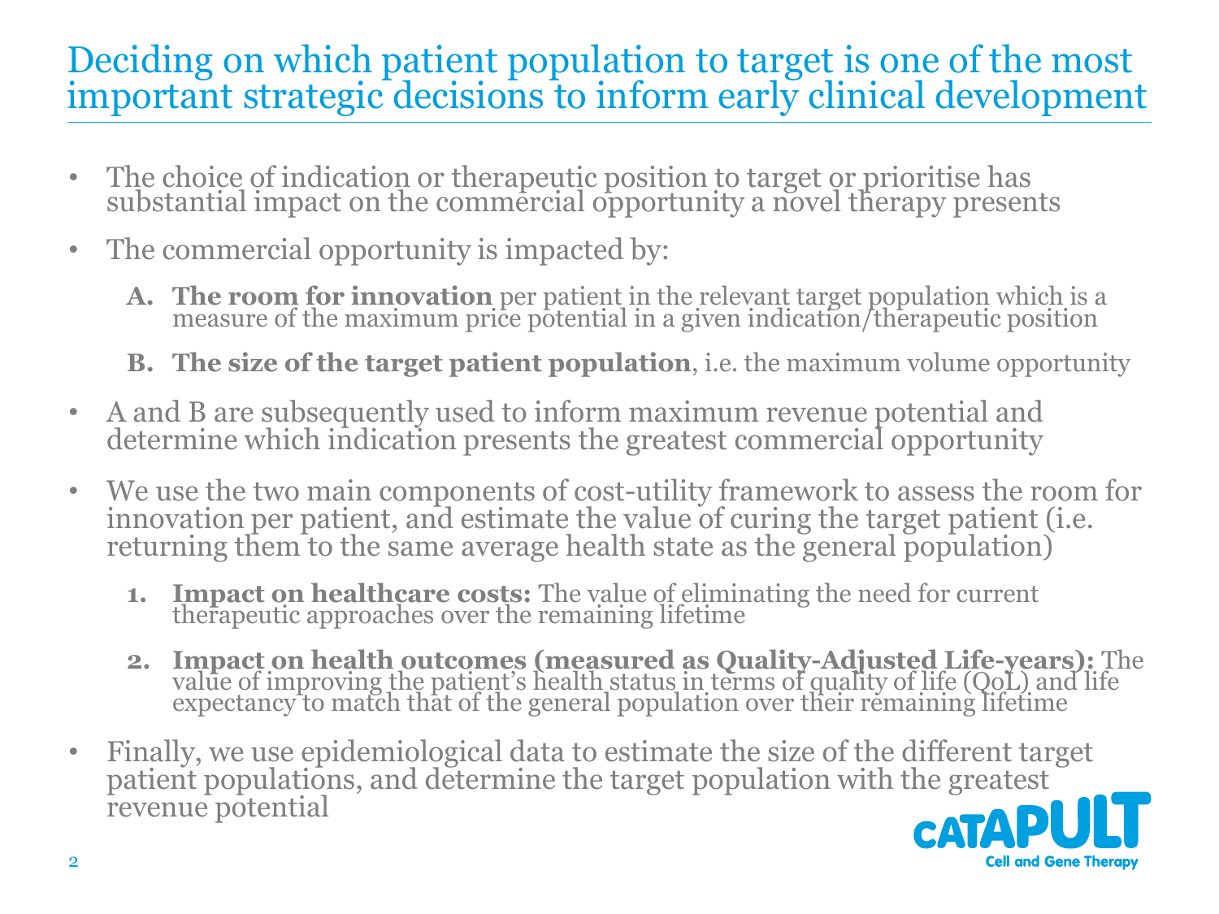# Deciding on which patient population to target is one of the most important strategic decisions to inform early clinical development

- The choice of indication or therapeutic position to target or prioritise has substantial impact on the commercial opportunity a novel therapy presents
- The commercial opportunity is impacted by:
  - **A. The room for innovation** per patient in the relevant target population which is a measure of the maximum price potential in a given indication/therapeutic position
  - **B. The size of the target patient population**, i.e. the maximum volume opportunity
- A and B are subsequently used to inform maximum revenue potential and determine which indication presents the greatest commercial opportunity
- We use the two main components of cost-utility framework to assess the room for innovation per patient, and estimate the value of curing the target patient (i.e. returning them to the same average health state as the general population)
  1. **Impact on healthcare costs:** The value of eliminating the need for current therapeutic approaches over the remaining lifetime
  2. **Impact on health outcomes (measured as Quality-Adjusted Life-years):** The value of improving the patient's health status in terms of quality of life (QoL) and life expectancy to match that of the general population over their remaining lifetime
- Finally, we use epidemiological data to estimate the size of the different target patient populations, and determine the target population with the greatest revenue potential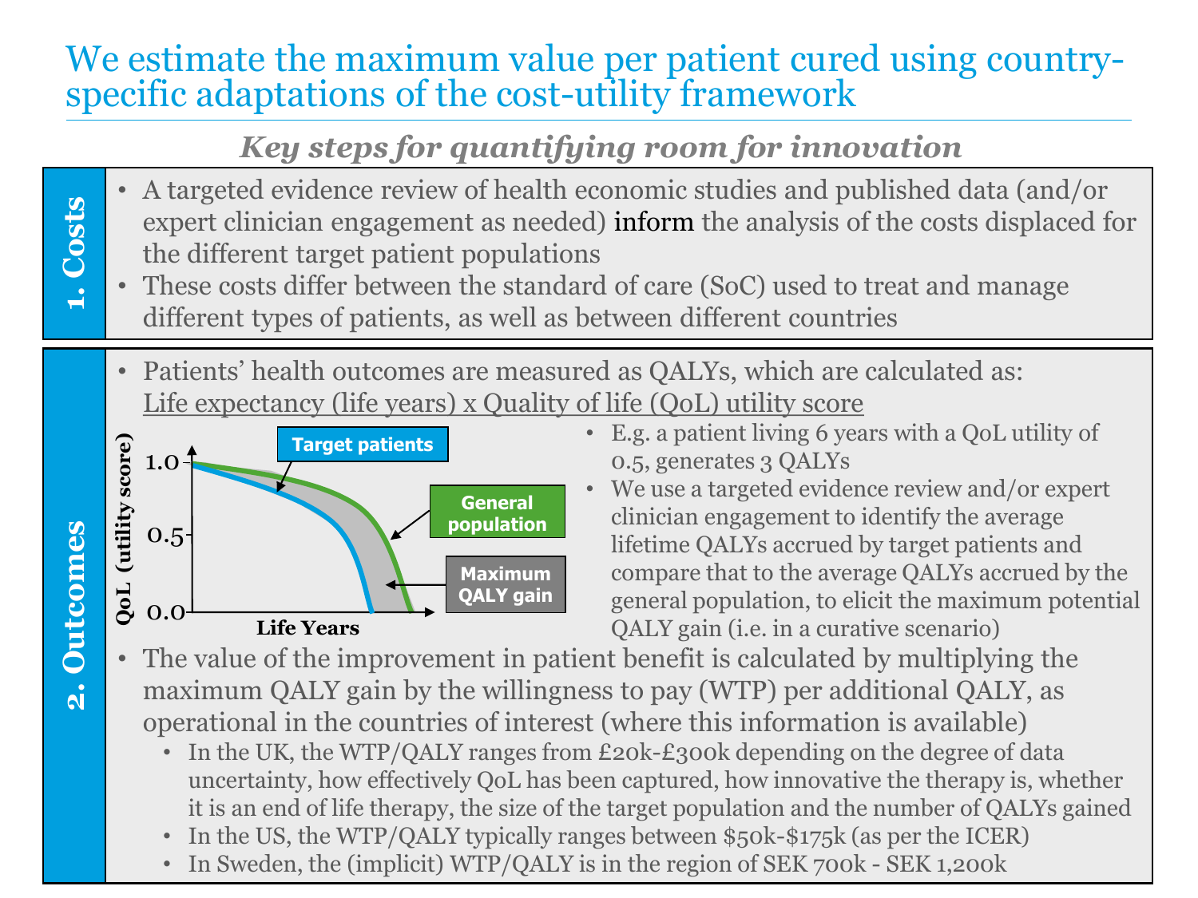# We estimate the maximum value per patient cured using country-specific adaptations of the cost-utility framework

## *Key steps for quantifying room for innovation*

### 1. Costs

- A targeted evidence review of health economic studies and published data (and/or expert clinician engagement as needed) inform the analysis of the costs displaced for the different target patient populations
- These costs differ between the standard of care (SoC) used to treat and manage different types of patients, as well as between different countries

### 2. Outcomes

- Patients' health outcomes are measured as QALYs, which are calculated as: Life expectancy (life years) x Quality of life (QoL) utility score

QoL (utility score) | 1.0 | 0.5 | 0.0 | Life Years | Target patients | General population | Maximum QALY gain

- E.g. a patient living 6 years with a QoL utility of 0.5, generates 3 QALYs
- We use a targeted evidence review and/or expert clinician engagement to identify the average lifetime QALYs accrued by target patients and compare that to the average QALYs accrued by the general population, to elicit the maximum potential QALY gain (i.e. in a curative scenario)

- The value of the improvement in patient benefit is calculated by multiplying the maximum QALY gain by the willingness to pay (WTP) per additional QALY, as operational in the countries of interest (where this information is available)
  - In the UK, the WTP/QALY ranges from £20k-£300k depending on the degree of data uncertainty, how effectively QoL has been captured, how innovative the therapy is, whether it is an end of life therapy, the size of the target population and the number of QALYs gained
  - In the US, the WTP/QALY typically ranges between $50k-$175k (as per the ICER)
  - In Sweden, the (implicit) WTP/QALY is in the region of SEK 700k - SEK 1,200k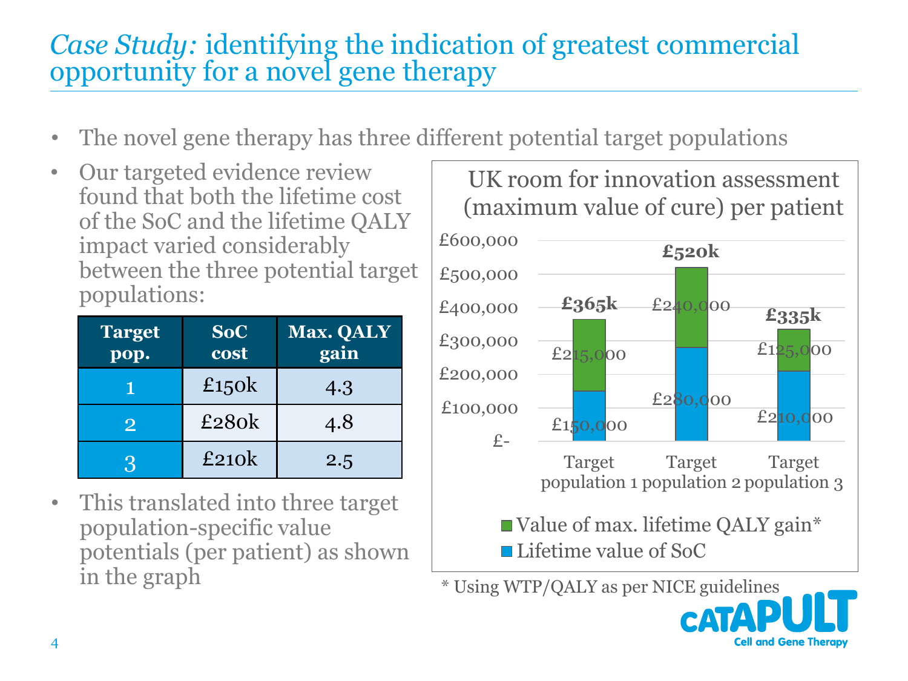# *Case Study:* identifying the indication of greatest commercial opportunity for a novel gene therapy

- The novel gene therapy has three different potential target populations
- Our targeted evidence review found that both the lifetime cost of the SoC and the lifetime QALY impact varied considerably between the three potential target populations:

| Target pop. | SoC cost | Max. QALY gain |
|---|---|---|
| 1 | £150k | 4.3 |
| 2 | £280k | 4.8 |
| 3 | £210k | 2.5 |

- This translated into three target population-specific value potentials (per patient) as shown in the graph

**UK room for innovation assessment (maximum value of cure) per patient**

| | Lifetime value of SoC | Value of max. lifetime QALY gain* | Total |
|---|---|---|---|
| Target population 1 | £150,000 | £215,000 | £365k |
| Target population 2 | £280,000 | £240,000 | £520k |
| Target population 3 | £210,000 | £125,000 | £335k |

\* Using WTP/QALY as per NICE guidelines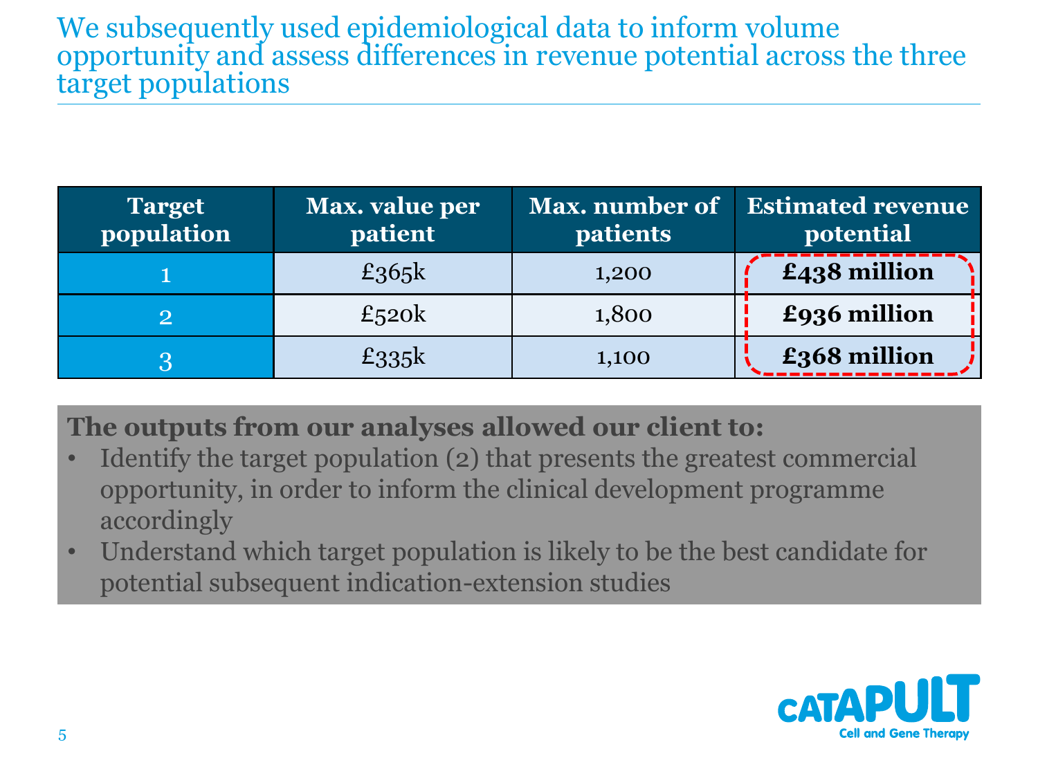# We subsequently used epidemiological data to inform volume opportunity and assess differences in revenue potential across the three target populations

| Target population | Max. value per patient | Max. number of patients | Estimated revenue potential |
|---|---|---|---|
| 1 | £365k | 1,200 | **£438 million** |
| 2 | £520k | 1,800 | **£936 million** |
| 3 | £335k | 1,100 | **£368 million** |

**The outputs from our analyses allowed our client to:**

- Identify the target population (2) that presents the greatest commercial opportunity, in order to inform the clinical development programme accordingly
- Understand which target population is likely to be the best candidate for potential subsequent indication-extension studies

CATAPULT Cell and Gene Therapy